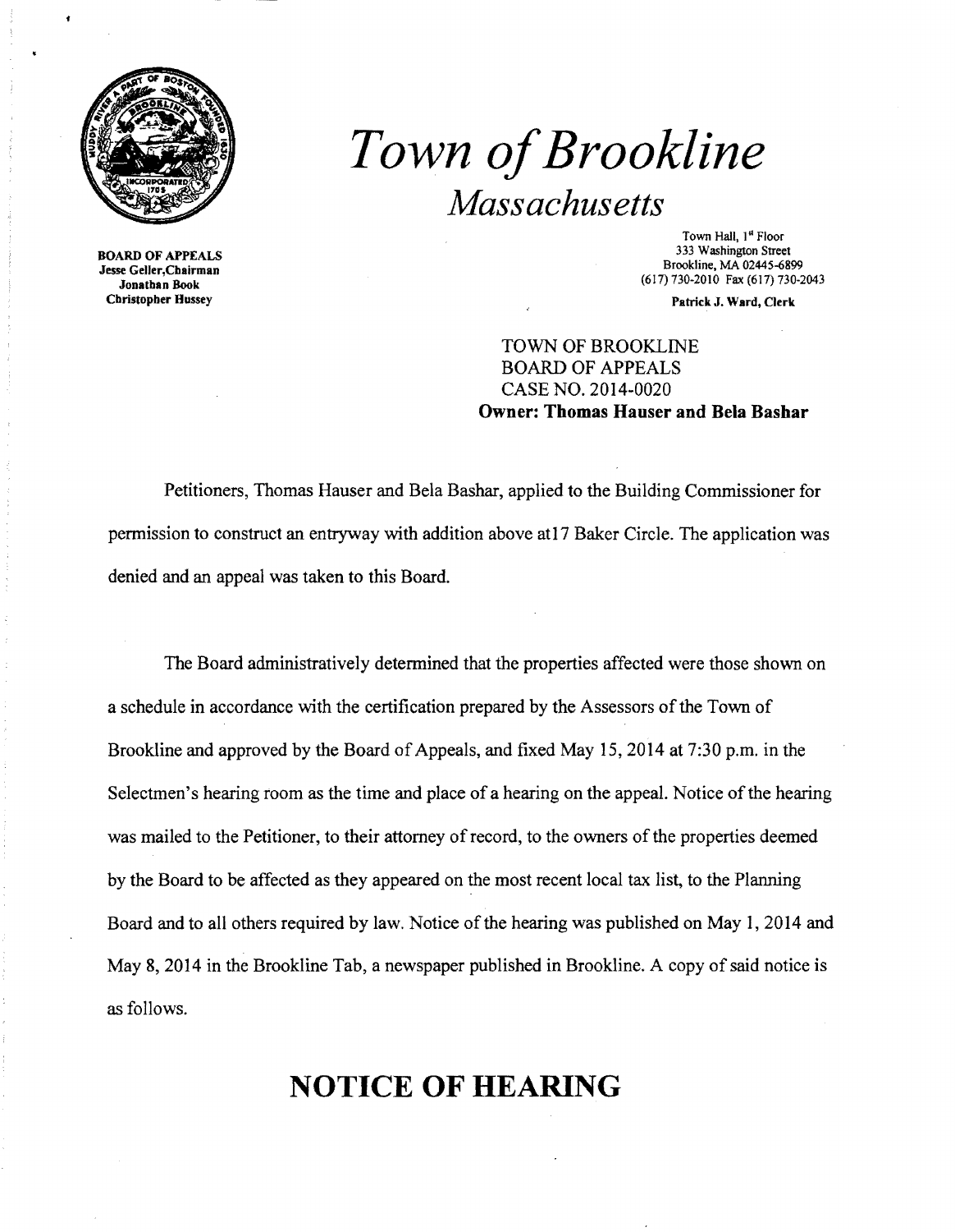# *Town of Brookline*

## *Massachusetts*

**BOARD OF APPEALS**
**Jesse Geller, Chairman**
**Jonathan Book**
**Christopher Hussey**

Town Hall, 1st Floor
333 Washington Street
Brookline, MA 02445-6899
(617) 730-2010 Fax (617) 730-2043

**Patrick J. Ward, Clerk**

TOWN OF BROOKLINE
BOARD OF APPEALS
CASE NO. 2014-0020
**Owner: Thomas Hauser and Bela Bashar**

Petitioners, Thomas Hauser and Bela Bashar, applied to the Building Commissioner for permission to construct an entryway with addition above at17 Baker Circle. The application was denied and an appeal was taken to this Board.

The Board administratively determined that the properties affected were those shown on a schedule in accordance with the certification prepared by the Assessors of the Town of Brookline and approved by the Board of Appeals, and fixed May 15, 2014 at 7:30 p.m. in the Selectmen's hearing room as the time and place of a hearing on the appeal. Notice of the hearing was mailed to the Petitioner, to their attorney of record, to the owners of the properties deemed by the Board to be affected as they appeared on the most recent local tax list, to the Planning Board and to all others required by law. Notice of the hearing was published on May 1, 2014 and May 8, 2014 in the Brookline Tab, a newspaper published in Brookline. A copy of said notice is as follows.

# NOTICE OF HEARING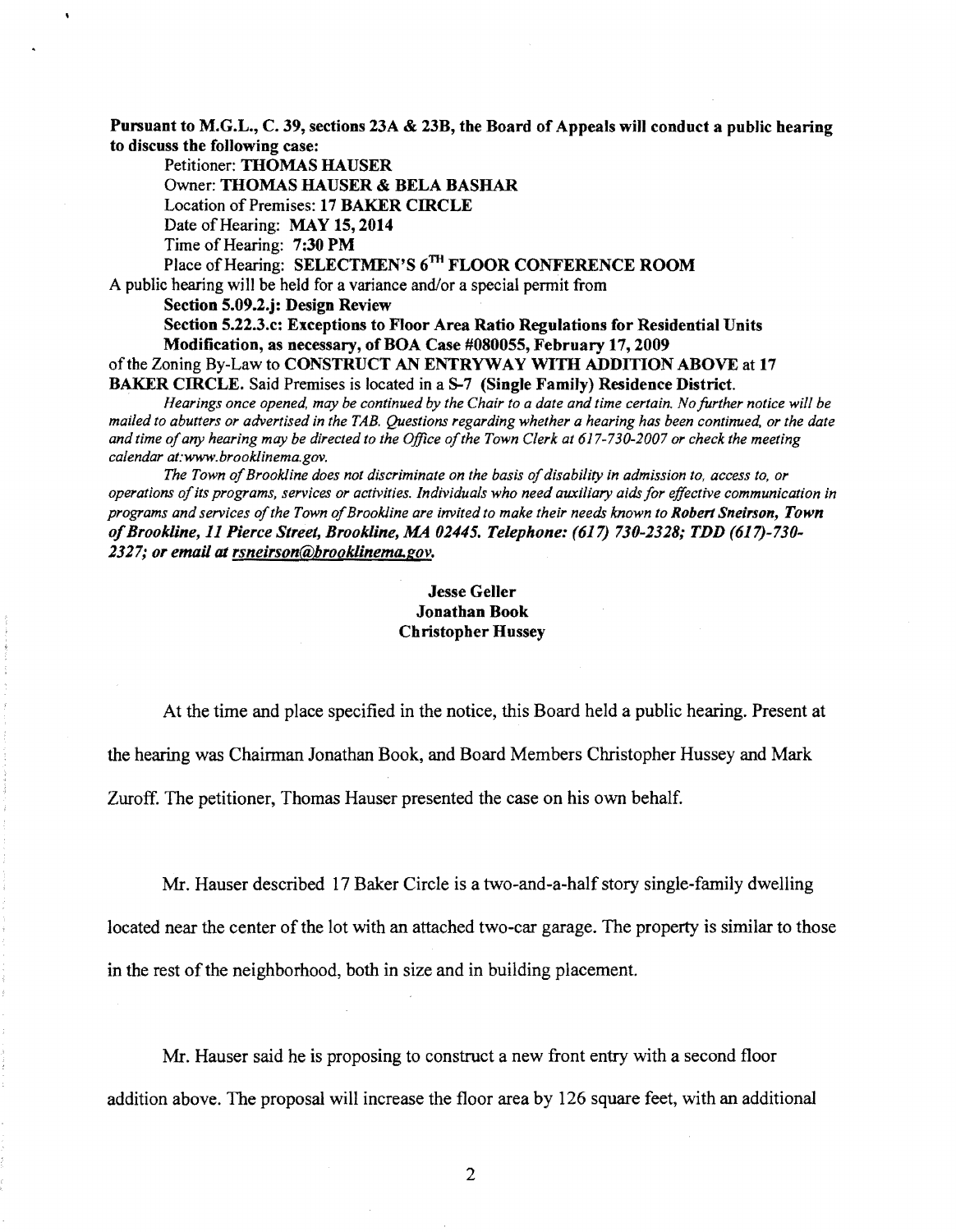**Pursuant to M.G.L., C. 39, sections 23A & 23B, the Board of Appeals will conduct a public hearing to discuss the following case:**

Petitioner: **THOMAS HAUSER**

Owner: **THOMAS HAUSER & BELA BASHAR**

Location of Premises: **17 BAKER CIRCLE**

Date of Hearing: **MAY 15, 2014**

Time of Hearing: **7:30 PM**

Place of Hearing: **SELECTMEN'S 6TH FLOOR CONFERENCE ROOM**

A public hearing will be held for a variance and/or a special permit from

**Section 5.09.2.j: Design Review**

**Section 5.22.3.c: Exceptions to Floor Area Ratio Regulations for Residential Units**

**Modification, as necessary, of BOA Case #080055, February 17, 2009**

of the Zoning By-Law to **CONSTRUCT AN ENTRYWAY WITH ADDITION ABOVE** at **17 BAKER CIRCLE.** Said Premises is located in a **S-7 (Single Family) Residence District.**

*Hearings once opened, may be continued by the Chair to a date and time certain. No further notice will be mailed to abutters or advertised in the TAB. Questions regarding whether a hearing has been continued, or the date and time of any hearing may be directed to the Office of the Town Clerk at 617-730-2007 or check the meeting calendar at:www.brooklinema.gov.*

*The Town of Brookline does not discriminate on the basis of disability in admission to, access to, or operations of its programs, services or activities. Individuals who need auxiliary aids for effective communication in programs and services of the Town of Brookline are invited to make their needs known to **Robert Sneirson, Town of Brookline, 11 Pierce Street, Brookline, MA 02445. Telephone: (617) 730-2328; TDD (617)-730-2327; or email at rsneirson@brooklinema.gov.***

**Jesse Geller**
**Jonathan Book**
**Christopher Hussey**

At the time and place specified in the notice, this Board held a public hearing. Present at the hearing was Chairman Jonathan Book, and Board Members Christopher Hussey and Mark Zuroff. The petitioner, Thomas Hauser presented the case on his own behalf.

Mr. Hauser described 17 Baker Circle is a two-and-a-half story single-family dwelling located near the center of the lot with an attached two-car garage. The property is similar to those in the rest of the neighborhood, both in size and in building placement.

Mr. Hauser said he is proposing to construct a new front entry with a second floor addition above. The proposal will increase the floor area by 126 square feet, with an additional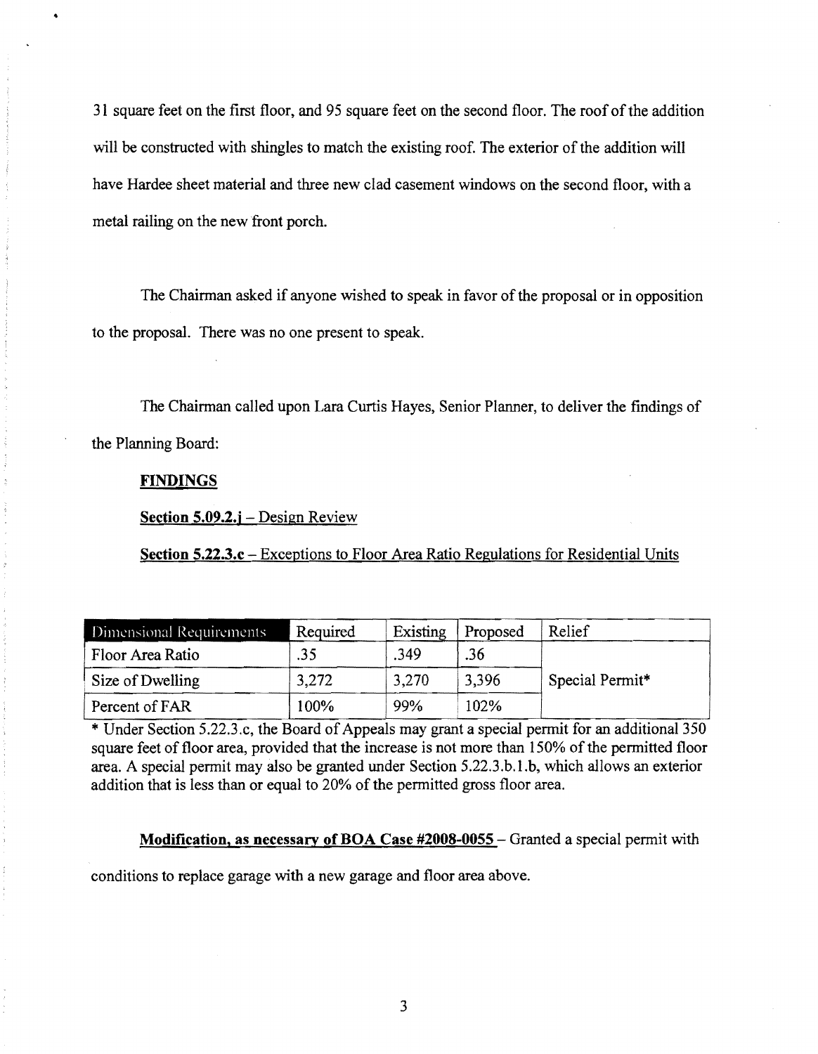31 square feet on the first floor, and 95 square feet on the second floor. The roof of the addition will be constructed with shingles to match the existing roof. The exterior of the addition will have Hardee sheet material and three new clad casement windows on the second floor, with a metal railing on the new front porch.

The Chairman asked if anyone wished to speak in favor of the proposal or in opposition to the proposal. There was no one present to speak.

The Chairman called upon Lara Curtis Hayes, Senior Planner, to deliver the findings of the Planning Board:

**FINDINGS**

**Section 5.09.2.j** – Design Review

**Section 5.22.3.c** – Exceptions to Floor Area Ratio Regulations for Residential Units

| Dimensional Requirements | Required | Existing | Proposed | Relief |
|---|---|---|---|---|
| Floor Area Ratio | .35 | .349 | .36 | Special Permit* |
| Size of Dwelling | 3,272 | 3,270 | 3,396 | |
| Percent of FAR | 100% | 99% | 102% | |

* Under Section 5.22.3.c, the Board of Appeals may grant a special permit for an additional 350 square feet of floor area, provided that the increase is not more than 150% of the permitted floor area. A special permit may also be granted under Section 5.22.3.b.1.b, which allows an exterior addition that is less than or equal to 20% of the permitted gross floor area.

**Modification, as necessary of BOA Case #2008-0055** – Granted a special permit with conditions to replace garage with a new garage and floor area above.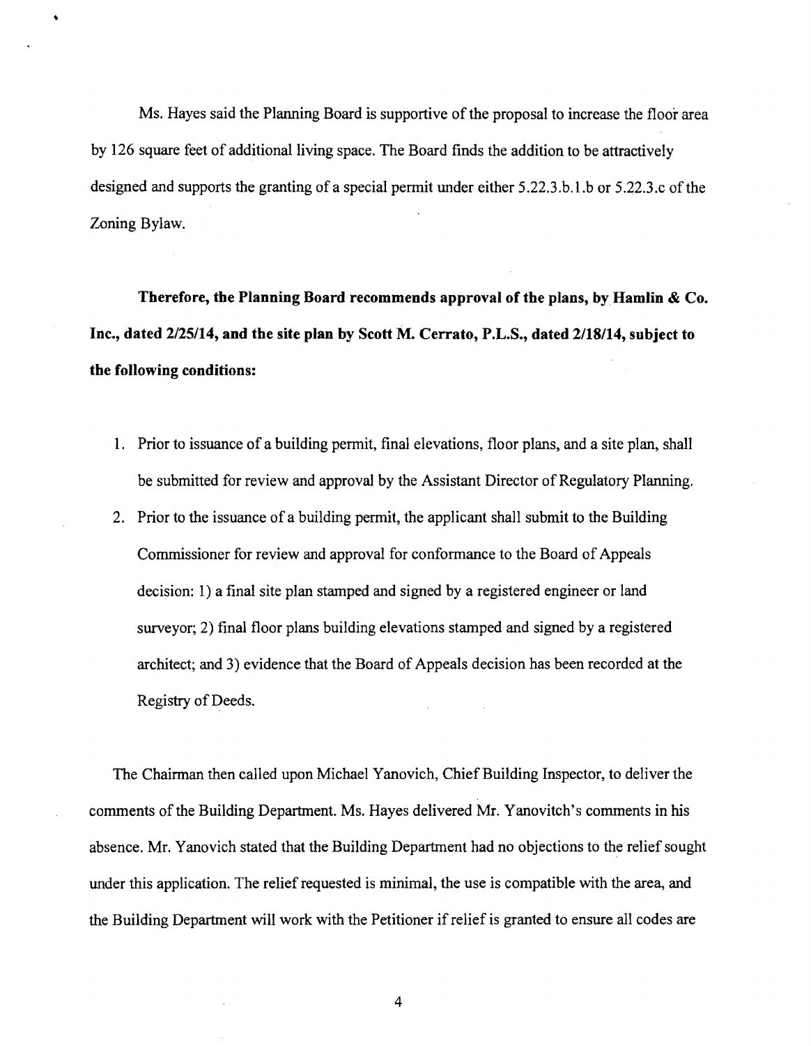Ms. Hayes said the Planning Board is supportive of the proposal to increase the floor area by 126 square feet of additional living space. The Board finds the addition to be attractively designed and supports the granting of a special permit under either 5.22.3.b.1.b or 5.22.3.c of the Zoning Bylaw.

**Therefore, the Planning Board recommends approval of the plans, by Hamlin & Co. Inc., dated 2/25/14, and the site plan by Scott M. Cerrato, P.L.S., dated 2/18/14, subject to the following conditions:**

1. Prior to issuance of a building permit, final elevations, floor plans, and a site plan, shall be submitted for review and approval by the Assistant Director of Regulatory Planning.
2. Prior to the issuance of a building permit, the applicant shall submit to the Building Commissioner for review and approval for conformance to the Board of Appeals decision: 1) a final site plan stamped and signed by a registered engineer or land surveyor; 2) final floor plans building elevations stamped and signed by a registered architect; and 3) evidence that the Board of Appeals decision has been recorded at the Registry of Deeds.

The Chairman then called upon Michael Yanovich, Chief Building Inspector, to deliver the comments of the Building Department. Ms. Hayes delivered Mr. Yanovitch's comments in his absence. Mr. Yanovich stated that the Building Department had no objections to the relief sought under this application. The relief requested is minimal, the use is compatible with the area, and the Building Department will work with the Petitioner if relief is granted to ensure all codes are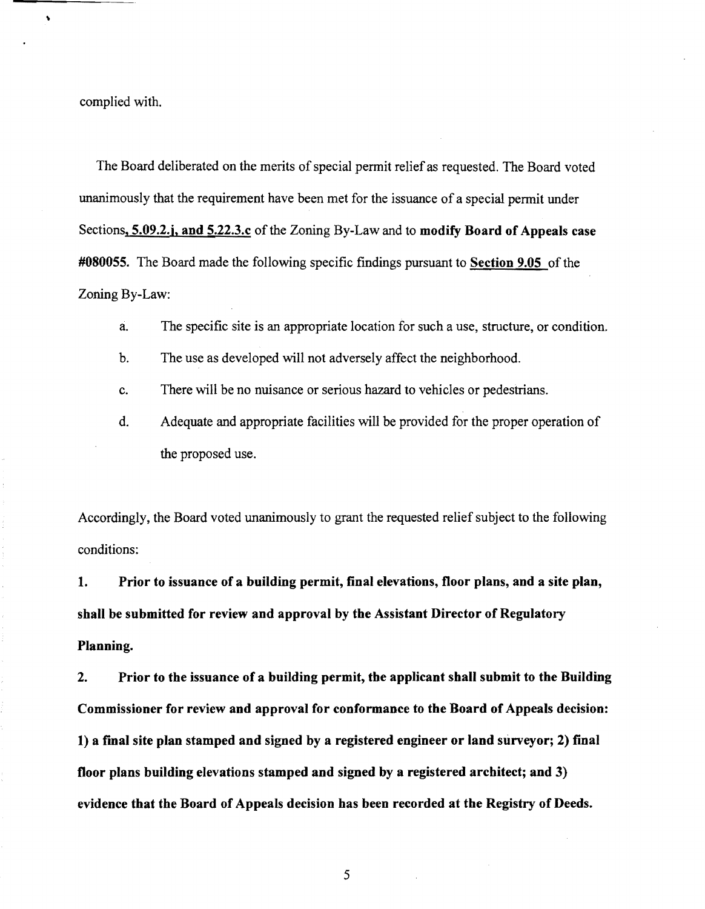complied with.

The Board deliberated on the merits of special permit relief as requested. The Board voted unanimously that the requirement have been met for the issuance of a special permit under Sections**, 5.09.2.j, and 5.22.3.c** of the Zoning By-Law and to **modify Board of Appeals case #080055.** The Board made the following specific findings pursuant to **Section 9.05** of the Zoning By-Law:

a. The specific site is an appropriate location for such a use, structure, or condition.

b. The use as developed will not adversely affect the neighborhood.

c. There will be no nuisance or serious hazard to vehicles or pedestrians.

d. Adequate and appropriate facilities will be provided for the proper operation of the proposed use.

Accordingly, the Board voted unanimously to grant the requested relief subject to the following conditions:

**1. Prior to issuance of a building permit, final elevations, floor plans, and a site plan, shall be submitted for review and approval by the Assistant Director of Regulatory Planning.**

**2. Prior to the issuance of a building permit, the applicant shall submit to the Building Commissioner for review and approval for conformance to the Board of Appeals decision: 1) a final site plan stamped and signed by a registered engineer or land surveyor; 2) final floor plans building elevations stamped and signed by a registered architect; and 3) evidence that the Board of Appeals decision has been recorded at the Registry of Deeds.**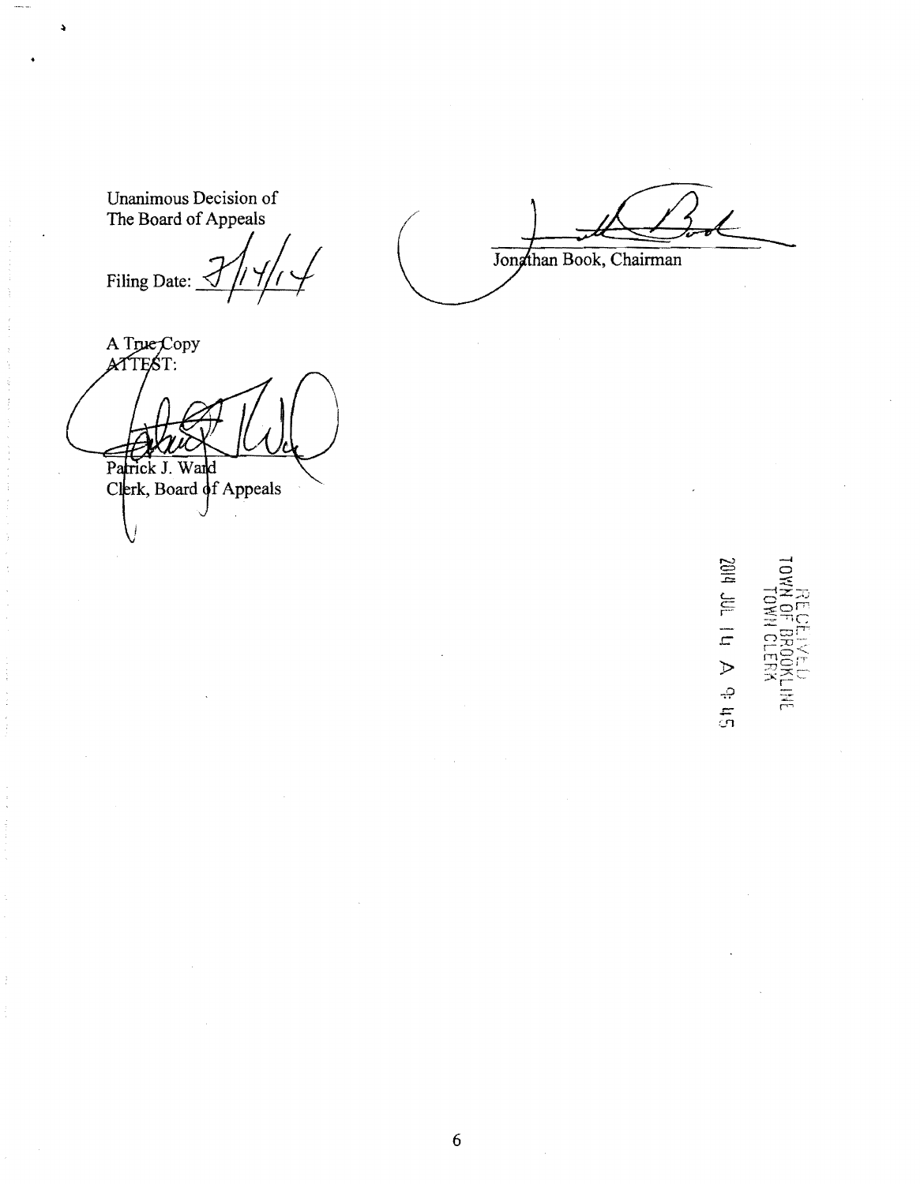Unanimous Decision of
The Board of Appeals

Filing Date: 7/14/14

Jonathan Book, Chairman

A True Copy
ATTEST:

Patrick J. Ward
Clerk, Board of Appeals

RECEIVED
TOWN OF BROOKLINE
TOWN CLERK
2014 JUL 14 A 9:45